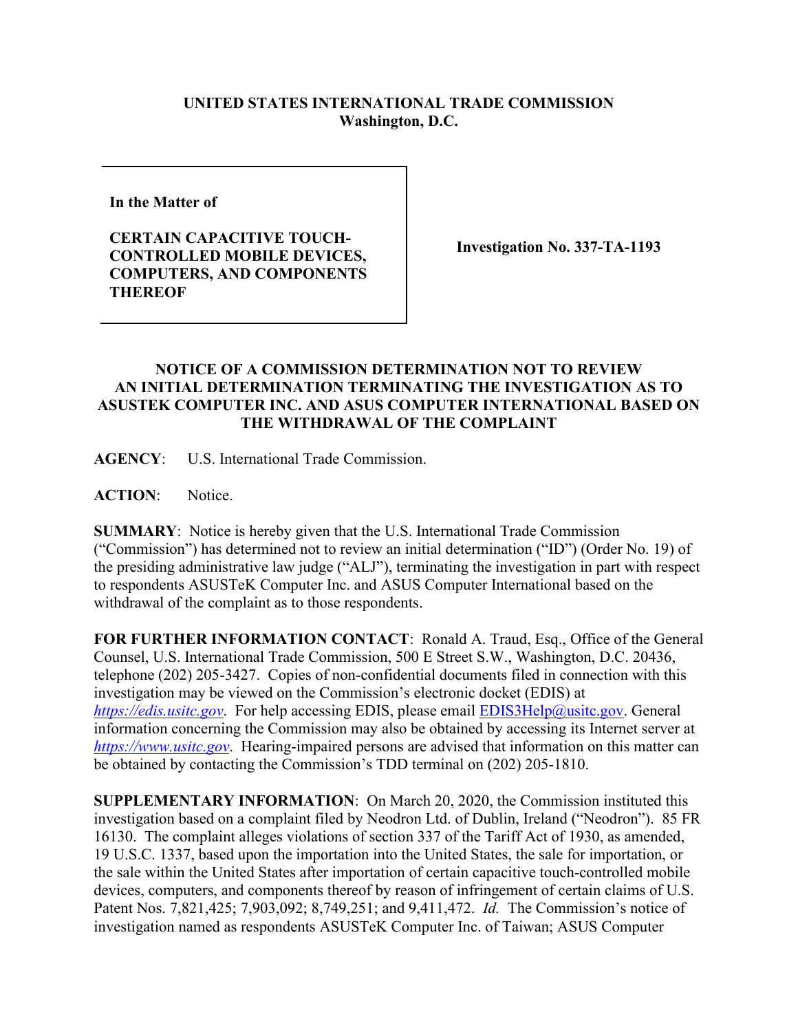**UNITED STATES INTERNATIONAL TRADE COMMISSION**
**Washington, D.C.**

| In the Matter of<br><br>**CERTAIN CAPACITIVE TOUCH-CONTROLLED MOBILE DEVICES, COMPUTERS, AND COMPONENTS THEREOF** | **Investigation No. 337-TA-1193** |
|---|---|

**NOTICE OF A COMMISSION DETERMINATION NOT TO REVIEW AN INITIAL DETERMINATION TERMINATING THE INVESTIGATION AS TO ASUSTEK COMPUTER INC. AND ASUS COMPUTER INTERNATIONAL BASED ON THE WITHDRAWAL OF THE COMPLAINT**

**AGENCY**: U.S. International Trade Commission.

**ACTION**: Notice.

**SUMMARY**: Notice is hereby given that the U.S. International Trade Commission ("Commission") has determined not to review an initial determination ("ID") (Order No. 19) of the presiding administrative law judge ("ALJ"), terminating the investigation in part with respect to respondents ASUSTeK Computer Inc. and ASUS Computer International based on the withdrawal of the complaint as to those respondents.

**FOR FURTHER INFORMATION CONTACT**: Ronald A. Traud, Esq., Office of the General Counsel, U.S. International Trade Commission, 500 E Street S.W., Washington, D.C. 20436, telephone (202) 205-3427. Copies of non-confidential documents filed in connection with this investigation may be viewed on the Commission's electronic docket (EDIS) at *https://edis.usitc.gov*. For help accessing EDIS, please email EDIS3Help@usitc.gov. General information concerning the Commission may also be obtained by accessing its Internet server at *https://www.usitc.gov*. Hearing-impaired persons are advised that information on this matter can be obtained by contacting the Commission's TDD terminal on (202) 205-1810.

**SUPPLEMENTARY INFORMATION**: On March 20, 2020, the Commission instituted this investigation based on a complaint filed by Neodron Ltd. of Dublin, Ireland ("Neodron"). 85 FR 16130. The complaint alleges violations of section 337 of the Tariff Act of 1930, as amended, 19 U.S.C. 1337, based upon the importation into the United States, the sale for importation, or the sale within the United States after importation of certain capacitive touch-controlled mobile devices, computers, and components thereof by reason of infringement of certain claims of U.S. Patent Nos. 7,821,425; 7,903,092; 8,749,251; and 9,411,472. *Id.* The Commission's notice of investigation named as respondents ASUSTeK Computer Inc. of Taiwan; ASUS Computer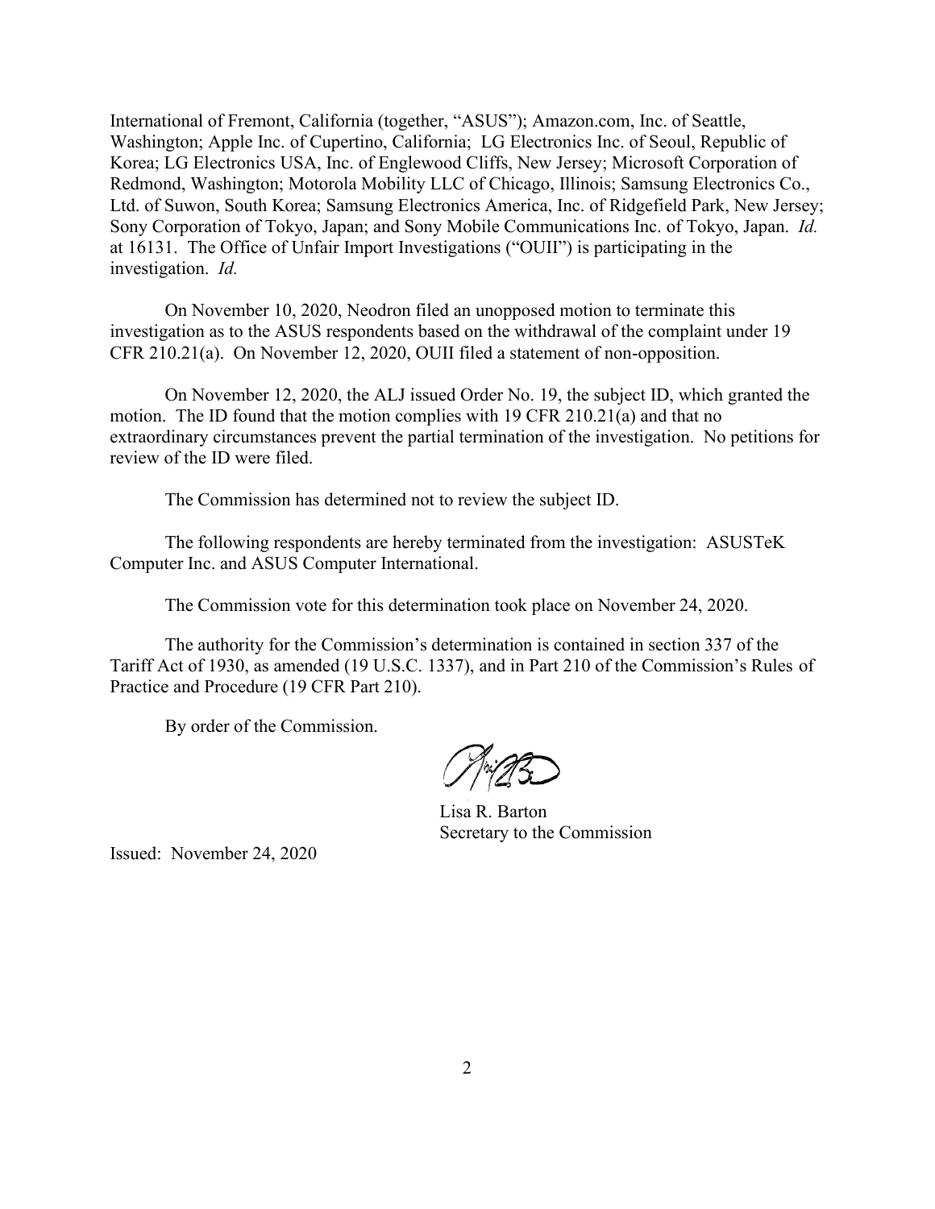International of Fremont, California (together, "ASUS"); Amazon.com, Inc. of Seattle, Washington; Apple Inc. of Cupertino, California; LG Electronics Inc. of Seoul, Republic of Korea; LG Electronics USA, Inc. of Englewood Cliffs, New Jersey; Microsoft Corporation of Redmond, Washington; Motorola Mobility LLC of Chicago, Illinois; Samsung Electronics Co., Ltd. of Suwon, South Korea; Samsung Electronics America, Inc. of Ridgefield Park, New Jersey; Sony Corporation of Tokyo, Japan; and Sony Mobile Communications Inc. of Tokyo, Japan. *Id.* at 16131. The Office of Unfair Import Investigations ("OUII") is participating in the investigation. *Id.*

On November 10, 2020, Neodron filed an unopposed motion to terminate this investigation as to the ASUS respondents based on the withdrawal of the complaint under 19 CFR 210.21(a). On November 12, 2020, OUII filed a statement of non-opposition.

On November 12, 2020, the ALJ issued Order No. 19, the subject ID, which granted the motion. The ID found that the motion complies with 19 CFR 210.21(a) and that no extraordinary circumstances prevent the partial termination of the investigation. No petitions for review of the ID were filed.

The Commission has determined not to review the subject ID.

The following respondents are hereby terminated from the investigation: ASUSTeK Computer Inc. and ASUS Computer International.

The Commission vote for this determination took place on November 24, 2020.

The authority for the Commission's determination is contained in section 337 of the Tariff Act of 1930, as amended (19 U.S.C. 1337), and in Part 210 of the Commission's Rules of Practice and Procedure (19 CFR Part 210).

By order of the Commission.

Lisa R. Barton
Secretary to the Commission

Issued: November 24, 2020